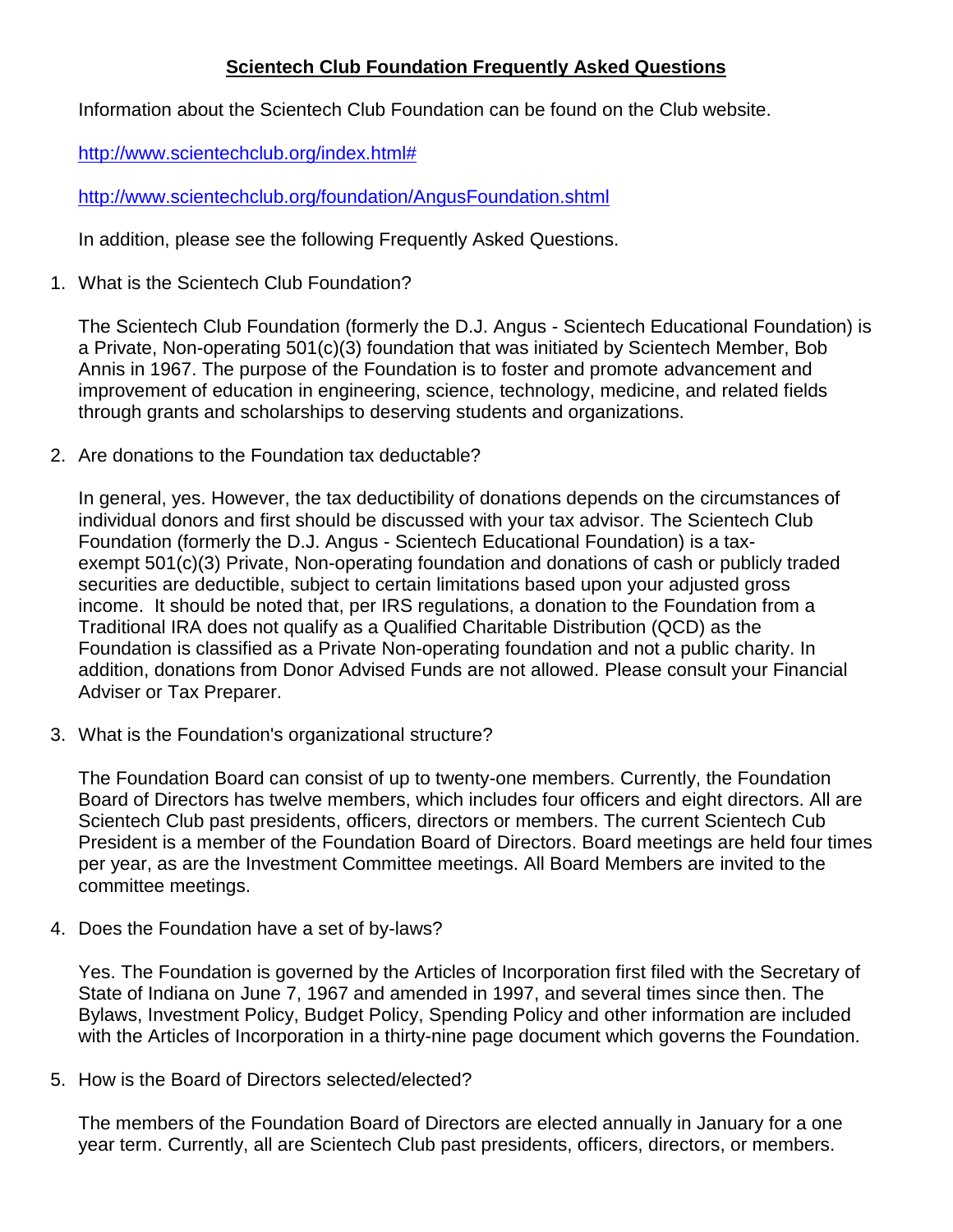# Scientech Club Foundation Frequently Asked Questions

Information about the Scientech Club Foundation can be found on the Club website.

http://www.scientechclub.org/index.html#

http://www.scientechclub.org/foundation/AngusFoundation.shtml

In addition, please see the following Frequently Asked Questions.

1. What is the Scientech Club Foundation?

   The Scientech Club Foundation (formerly the D.J. Angus - Scientech Educational Foundation) is a Private, Non-operating 501(c)(3) foundation that was initiated by Scientech Member, Bob Annis in 1967. The purpose of the Foundation is to foster and promote advancement and improvement of education in engineering, science, technology, medicine, and related fields through grants and scholarships to deserving students and organizations.

2. Are donations to the Foundation tax deductable?

   In general, yes. However, the tax deductibility of donations depends on the circumstances of individual donors and first should be discussed with your tax advisor. The Scientech Club Foundation (formerly the D.J. Angus - Scientech Educational Foundation) is a tax-exempt 501(c)(3) Private, Non-operating foundation and donations of cash or publicly traded securities are deductible, subject to certain limitations based upon your adjusted gross income. It should be noted that, per IRS regulations, a donation to the Foundation from a Traditional IRA does not qualify as a Qualified Charitable Distribution (QCD) as the Foundation is classified as a Private Non-operating foundation and not a public charity. In addition, donations from Donor Advised Funds are not allowed. Please consult your Financial Adviser or Tax Preparer.

3. What is the Foundation's organizational structure?

   The Foundation Board can consist of up to twenty-one members. Currently, the Foundation Board of Directors has twelve members, which includes four officers and eight directors. All are Scientech Club past presidents, officers, directors or members. The current Scientech Cub President is a member of the Foundation Board of Directors. Board meetings are held four times per year, as are the Investment Committee meetings. All Board Members are invited to the committee meetings.

4. Does the Foundation have a set of by-laws?

   Yes. The Foundation is governed by the Articles of Incorporation first filed with the Secretary of State of Indiana on June 7, 1967 and amended in 1997, and several times since then. The Bylaws, Investment Policy, Budget Policy, Spending Policy and other information are included with the Articles of Incorporation in a thirty-nine page document which governs the Foundation.

5. How is the Board of Directors selected/elected?

   The members of the Foundation Board of Directors are elected annually in January for a one year term. Currently, all are Scientech Club past presidents, officers, directors, or members.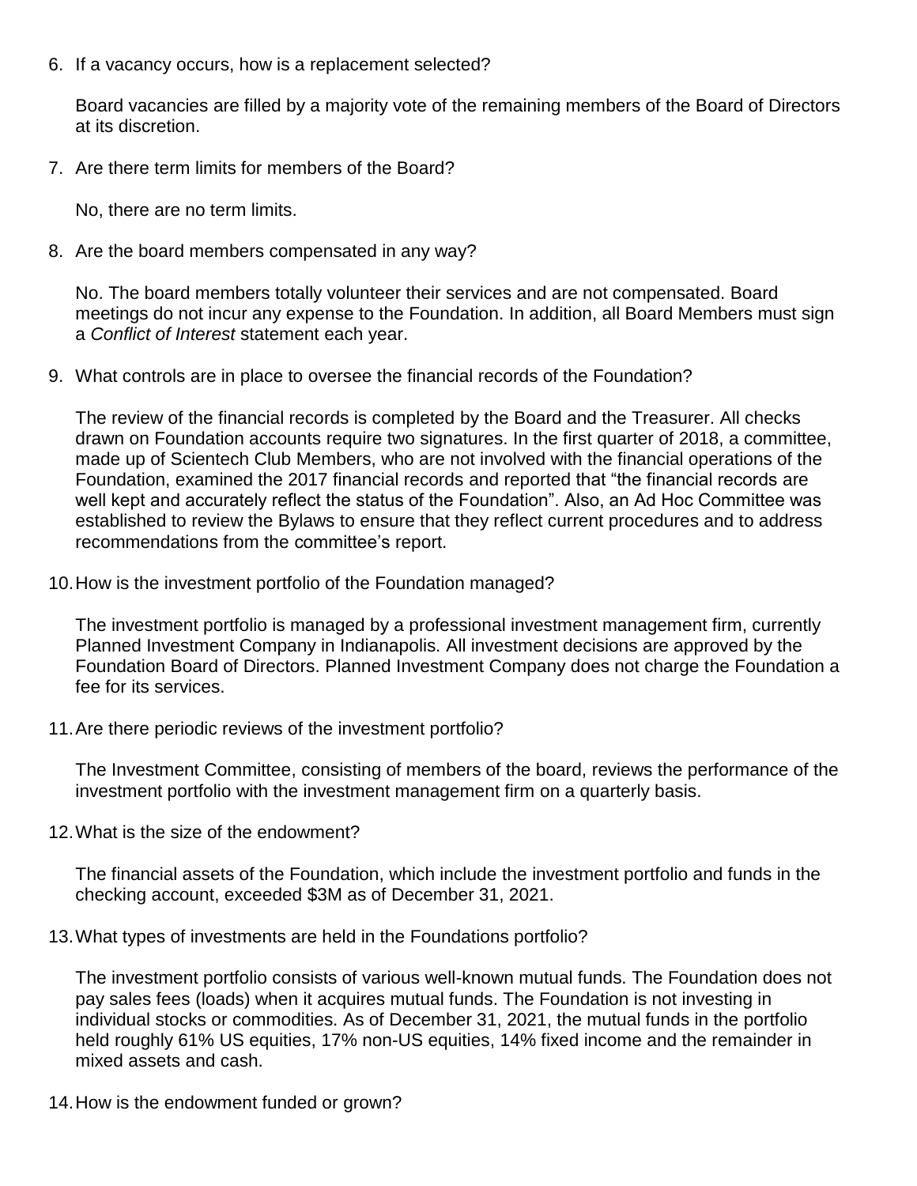6. If a vacancy occurs, how is a replacement selected?

   Board vacancies are filled by a majority vote of the remaining members of the Board of Directors at its discretion.

7. Are there term limits for members of the Board?

   No, there are no term limits.

8. Are the board members compensated in any way?

   No. The board members totally volunteer their services and are not compensated. Board meetings do not incur any expense to the Foundation. In addition, all Board Members must sign a *Conflict of Interest* statement each year.

9. What controls are in place to oversee the financial records of the Foundation?

   The review of the financial records is completed by the Board and the Treasurer. All checks drawn on Foundation accounts require two signatures. In the first quarter of 2018, a committee, made up of Scientech Club Members, who are not involved with the financial operations of the Foundation, examined the 2017 financial records and reported that "the financial records are well kept and accurately reflect the status of the Foundation". Also, an Ad Hoc Committee was established to review the Bylaws to ensure that they reflect current procedures and to address recommendations from the committee's report.

10. How is the investment portfolio of the Foundation managed?

    The investment portfolio is managed by a professional investment management firm, currently Planned Investment Company in Indianapolis. All investment decisions are approved by the Foundation Board of Directors. Planned Investment Company does not charge the Foundation a fee for its services.

11. Are there periodic reviews of the investment portfolio?

    The Investment Committee, consisting of members of the board, reviews the performance of the investment portfolio with the investment management firm on a quarterly basis.

12. What is the size of the endowment?

    The financial assets of the Foundation, which include the investment portfolio and funds in the checking account, exceeded $3M as of December 31, 2021.

13. What types of investments are held in the Foundations portfolio?

    The investment portfolio consists of various well-known mutual funds. The Foundation does not pay sales fees (loads) when it acquires mutual funds. The Foundation is not investing in individual stocks or commodities. As of December 31, 2021, the mutual funds in the portfolio held roughly 61% US equities, 17% non-US equities, 14% fixed income and the remainder in mixed assets and cash.

14. How is the endowment funded or grown?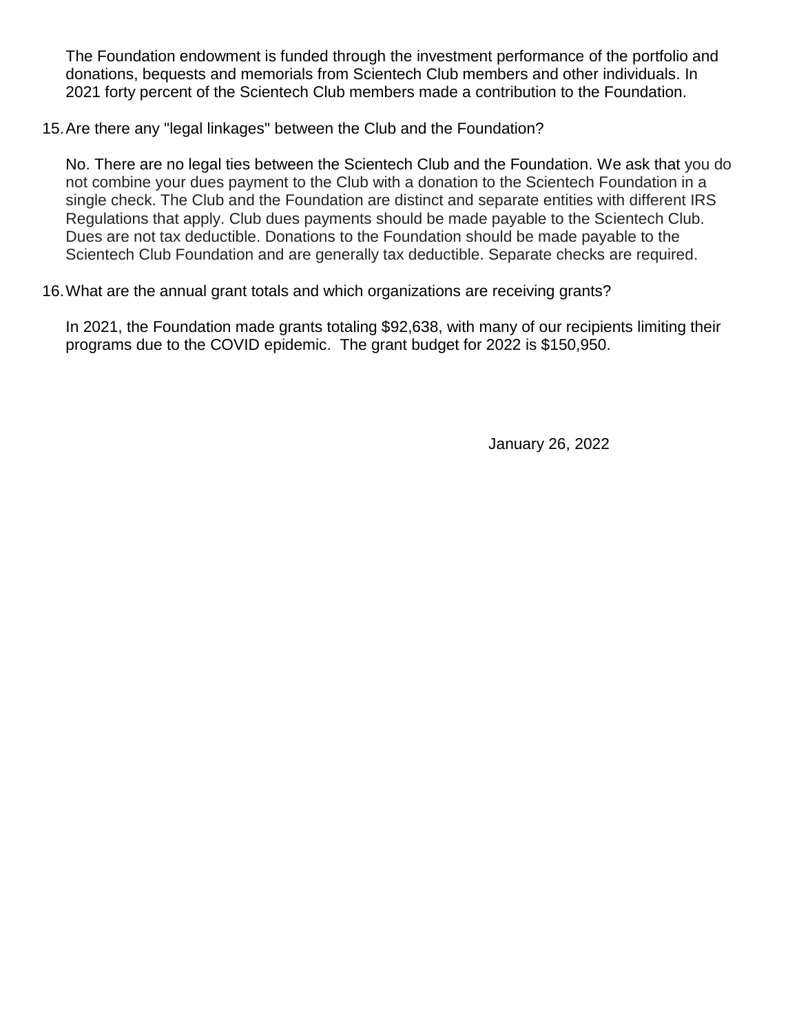The Foundation endowment is funded through the investment performance of the portfolio and donations, bequests and memorials from Scientech Club members and other individuals. In 2021 forty percent of the Scientech Club members made a contribution to the Foundation.

15. Are there any "legal linkages" between the Club and the Foundation?

    No. There are no legal ties between the Scientech Club and the Foundation. We ask that you do not combine your dues payment to the Club with a donation to the Scientech Foundation in a single check. The Club and the Foundation are distinct and separate entities with different IRS Regulations that apply. Club dues payments should be made payable to the Scientech Club. Dues are not tax deductible. Donations to the Foundation should be made payable to the Scientech Club Foundation and are generally tax deductible. Separate checks are required.

16. What are the annual grant totals and which organizations are receiving grants?

    In 2021, the Foundation made grants totaling $92,638, with many of our recipients limiting their programs due to the COVID epidemic. The grant budget for 2022 is $150,950.

January 26, 2022